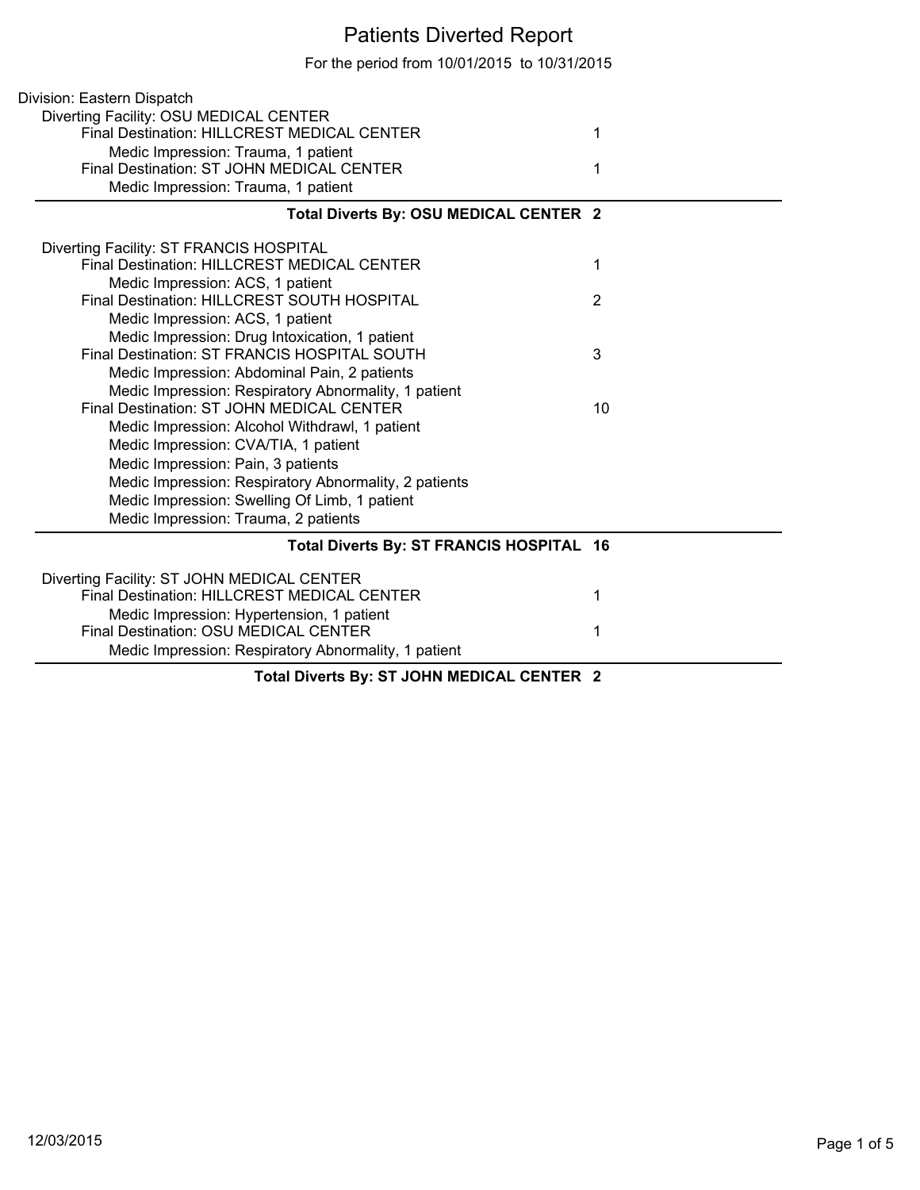# Patients Diverted Report

For the period from 10/01/2015 to 10/31/2015

Division: Eastern Dispatch

Diverting Facility: OSU MEDICAL CENTER

| | Count |
|---|---|
| Final Destination: HILLCREST MEDICAL CENTER | 1 |
| Medic Impression: Trauma, 1 patient | |
| Final Destination: ST JOHN MEDICAL CENTER | 1 |
| Medic Impression: Trauma, 1 patient | |
| **Total Diverts By: OSU MEDICAL CENTER** | **2** |

Diverting Facility: ST FRANCIS HOSPITAL

| | Count |
|---|---|
| Final Destination: HILLCREST MEDICAL CENTER | 1 |
| Medic Impression: ACS, 1 patient | |
| Final Destination: HILLCREST SOUTH HOSPITAL | 2 |
| Medic Impression: ACS, 1 patient | |
| Medic Impression: Drug Intoxication, 1 patient | |
| Final Destination: ST FRANCIS HOSPITAL SOUTH | 3 |
| Medic Impression: Abdominal Pain, 2 patients | |
| Medic Impression: Respiratory Abnormality, 1 patient | |
| Final Destination: ST JOHN MEDICAL CENTER | 10 |
| Medic Impression: Alcohol Withdrawl, 1 patient | |
| Medic Impression: CVA/TIA, 1 patient | |
| Medic Impression: Pain, 3 patients | |
| Medic Impression: Respiratory Abnormality, 2 patients | |
| Medic Impression: Swelling Of Limb, 1 patient | |
| Medic Impression: Trauma, 2 patients | |
| **Total Diverts By: ST FRANCIS HOSPITAL** | **16** |

Diverting Facility: ST JOHN MEDICAL CENTER

| | Count |
|---|---|
| Final Destination: HILLCREST MEDICAL CENTER | 1 |
| Medic Impression: Hypertension, 1 patient | |
| Final Destination: OSU MEDICAL CENTER | 1 |
| Medic Impression: Respiratory Abnormality, 1 patient | |
| **Total Diverts By: ST JOHN MEDICAL CENTER** | **2** |

12/03/2015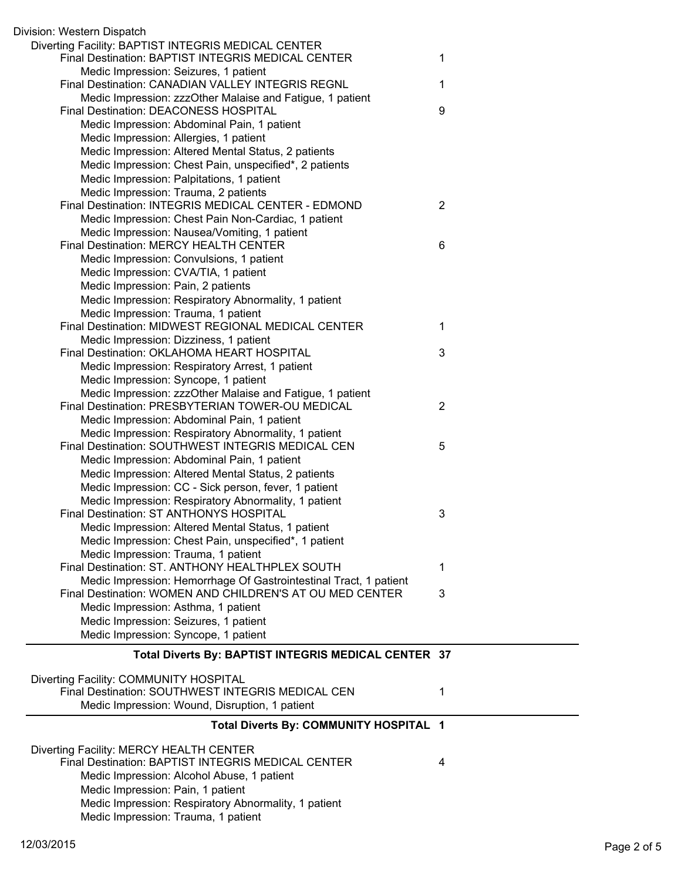Division: Western Dispatch

Diverting Facility: BAPTIST INTEGRIS MEDICAL CENTER

| | |
|---|---|
| Final Destination: BAPTIST INTEGRIS MEDICAL CENTER | 1 |
| Medic Impression: Seizures, 1 patient | |
| Final Destination: CANADIAN VALLEY INTEGRIS REGNL | 1 |
| Medic Impression: zzzOther Malaise and Fatigue, 1 patient | |
| Final Destination: DEACONESS HOSPITAL | 9 |
| Medic Impression: Abdominal Pain, 1 patient | |
| Medic Impression: Allergies, 1 patient | |
| Medic Impression: Altered Mental Status, 2 patients | |
| Medic Impression: Chest Pain, unspecified*, 2 patients | |
| Medic Impression: Palpitations, 1 patient | |
| Medic Impression: Trauma, 2 patients | |
| Final Destination: INTEGRIS MEDICAL CENTER - EDMOND | 2 |
| Medic Impression: Chest Pain Non-Cardiac, 1 patient | |
| Medic Impression: Nausea/Vomiting, 1 patient | |
| Final Destination: MERCY HEALTH CENTER | 6 |
| Medic Impression: Convulsions, 1 patient | |
| Medic Impression: CVA/TIA, 1 patient | |
| Medic Impression: Pain, 2 patients | |
| Medic Impression: Respiratory Abnormality, 1 patient | |
| Medic Impression: Trauma, 1 patient | |
| Final Destination: MIDWEST REGIONAL MEDICAL CENTER | 1 |
| Medic Impression: Dizziness, 1 patient | |
| Final Destination: OKLAHOMA HEART HOSPITAL | 3 |
| Medic Impression: Respiratory Arrest, 1 patient | |
| Medic Impression: Syncope, 1 patient | |
| Medic Impression: zzzOther Malaise and Fatigue, 1 patient | |
| Final Destination: PRESBYTERIAN TOWER-OU MEDICAL | 2 |
| Medic Impression: Abdominal Pain, 1 patient | |
| Medic Impression: Respiratory Abnormality, 1 patient | |
| Final Destination: SOUTHWEST INTEGRIS MEDICAL CEN | 5 |
| Medic Impression: Abdominal Pain, 1 patient | |
| Medic Impression: Altered Mental Status, 2 patients | |
| Medic Impression: CC - Sick person, fever, 1 patient | |
| Medic Impression: Respiratory Abnormality, 1 patient | |
| Final Destination: ST ANTHONYS HOSPITAL | 3 |
| Medic Impression: Altered Mental Status, 1 patient | |
| Medic Impression: Chest Pain, unspecified*, 1 patient | |
| Medic Impression: Trauma, 1 patient | |
| Final Destination: ST. ANTHONY HEALTHPLEX SOUTH | 1 |
| Medic Impression: Hemorrhage Of Gastrointestinal Tract, 1 patient | |
| Final Destination: WOMEN AND CHILDREN'S AT OU MED CENTER | 3 |
| Medic Impression: Asthma, 1 patient | |
| Medic Impression: Seizures, 1 patient | |
| Medic Impression: Syncope, 1 patient | |
| **Total Diverts By: BAPTIST INTEGRIS MEDICAL CENTER** | **37** |

Diverting Facility: COMMUNITY HOSPITAL

| | |
|---|---|
| Final Destination: SOUTHWEST INTEGRIS MEDICAL CEN | 1 |
| Medic Impression: Wound, Disruption, 1 patient | |
| **Total Diverts By: COMMUNITY HOSPITAL** | **1** |

Diverting Facility: MERCY HEALTH CENTER

| | |
|---|---|
| Final Destination: BAPTIST INTEGRIS MEDICAL CENTER | 4 |
| Medic Impression: Alcohol Abuse, 1 patient | |
| Medic Impression: Pain, 1 patient | |
| Medic Impression: Respiratory Abnormality, 1 patient | |
| Medic Impression: Trauma, 1 patient | |

12/03/2015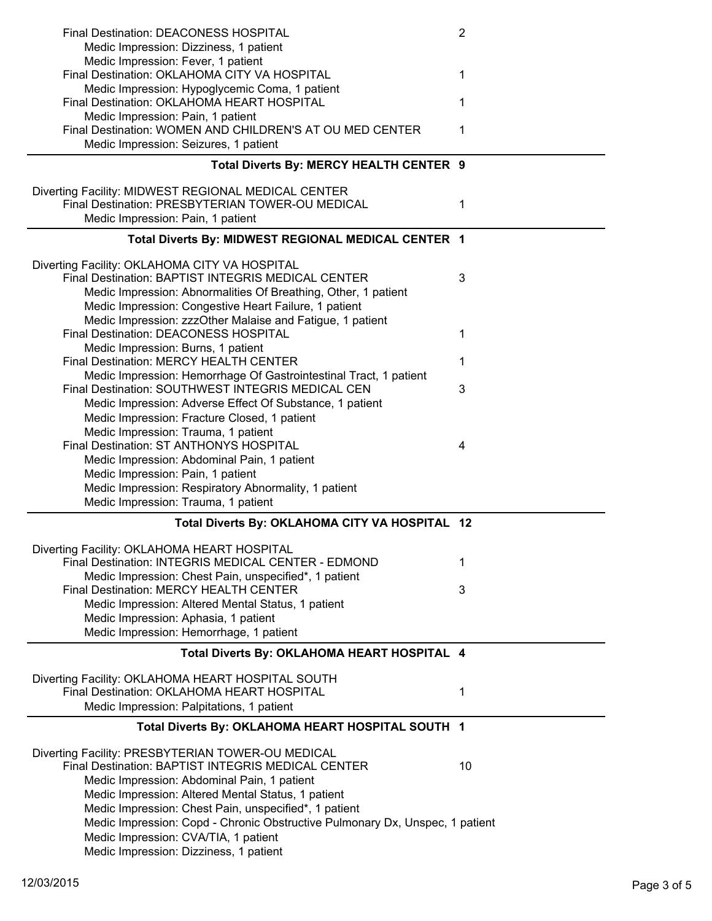Final Destination: DEACONESS HOSPITAL 2
- Medic Impression: Dizziness, 1 patient
- Medic Impression: Fever, 1 patient

Final Destination: OKLAHOMA CITY VA HOSPITAL 1
- Medic Impression: Hypoglycemic Coma, 1 patient

Final Destination: OKLAHOMA HEART HOSPITAL 1
- Medic Impression: Pain, 1 patient

Final Destination: WOMEN AND CHILDREN'S AT OU MED CENTER 1
- Medic Impression: Seizures, 1 patient

**Total Diverts By: MERCY HEALTH CENTER 9**

---

Diverting Facility: MIDWEST REGIONAL MEDICAL CENTER

Final Destination: PRESBYTERIAN TOWER-OU MEDICAL 1
- Medic Impression: Pain, 1 patient

**Total Diverts By: MIDWEST REGIONAL MEDICAL CENTER 1**

---

Diverting Facility: OKLAHOMA CITY VA HOSPITAL

Final Destination: BAPTIST INTEGRIS MEDICAL CENTER 3
- Medic Impression: Abnormalities Of Breathing, Other, 1 patient
- Medic Impression: Congestive Heart Failure, 1 patient
- Medic Impression: zzzOther Malaise and Fatigue, 1 patient

Final Destination: DEACONESS HOSPITAL 1
- Medic Impression: Burns, 1 patient

Final Destination: MERCY HEALTH CENTER 1
- Medic Impression: Hemorrhage Of Gastrointestinal Tract, 1 patient

Final Destination: SOUTHWEST INTEGRIS MEDICAL CEN 3
- Medic Impression: Adverse Effect Of Substance, 1 patient
- Medic Impression: Fracture Closed, 1 patient
- Medic Impression: Trauma, 1 patient

Final Destination: ST ANTHONYS HOSPITAL 4
- Medic Impression: Abdominal Pain, 1 patient
- Medic Impression: Pain, 1 patient
- Medic Impression: Respiratory Abnormality, 1 patient
- Medic Impression: Trauma, 1 patient

**Total Diverts By: OKLAHOMA CITY VA HOSPITAL 12**

---

Diverting Facility: OKLAHOMA HEART HOSPITAL

Final Destination: INTEGRIS MEDICAL CENTER - EDMOND 1
- Medic Impression: Chest Pain, unspecified*, 1 patient

Final Destination: MERCY HEALTH CENTER 3
- Medic Impression: Altered Mental Status, 1 patient
- Medic Impression: Aphasia, 1 patient
- Medic Impression: Hemorrhage, 1 patient

**Total Diverts By: OKLAHOMA HEART HOSPITAL 4**

---

Diverting Facility: OKLAHOMA HEART HOSPITAL SOUTH

Final Destination: OKLAHOMA HEART HOSPITAL 1
- Medic Impression: Palpitations, 1 patient

**Total Diverts By: OKLAHOMA HEART HOSPITAL SOUTH 1**

---

Diverting Facility: PRESBYTERIAN TOWER-OU MEDICAL

Final Destination: BAPTIST INTEGRIS MEDICAL CENTER 10
- Medic Impression: Abdominal Pain, 1 patient
- Medic Impression: Altered Mental Status, 1 patient
- Medic Impression: Chest Pain, unspecified*, 1 patient
- Medic Impression: Copd - Chronic Obstructive Pulmonary Dx, Unspec, 1 patient
- Medic Impression: CVA/TIA, 1 patient
- Medic Impression: Dizziness, 1 patient

12/03/2015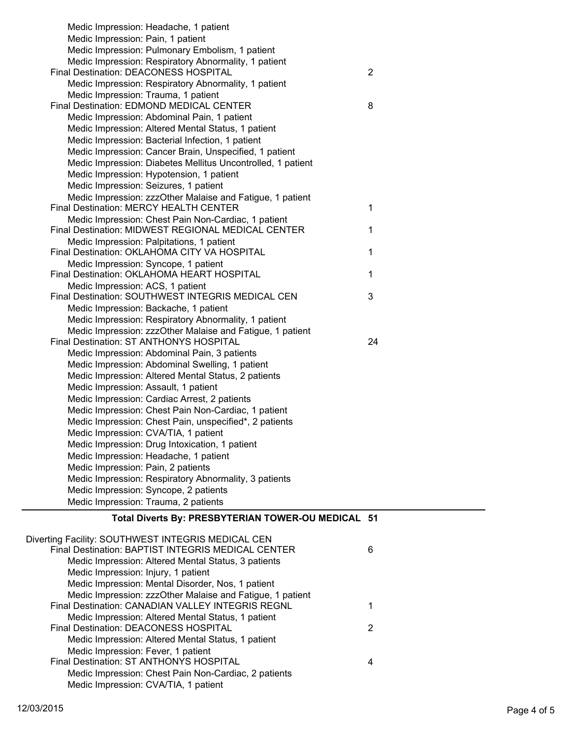Medic Impression: Headache, 1 patient
Medic Impression: Pain, 1 patient
Medic Impression: Pulmonary Embolism, 1 patient
Medic Impression: Respiratory Abnormality, 1 patient

Final Destination: DEACONESS HOSPITAL — 2
Medic Impression: Respiratory Abnormality, 1 patient
Medic Impression: Trauma, 1 patient

Final Destination: EDMOND MEDICAL CENTER — 8
Medic Impression: Abdominal Pain, 1 patient
Medic Impression: Altered Mental Status, 1 patient
Medic Impression: Bacterial Infection, 1 patient
Medic Impression: Cancer Brain, Unspecified, 1 patient
Medic Impression: Diabetes Mellitus Uncontrolled, 1 patient
Medic Impression: Hypotension, 1 patient
Medic Impression: Seizures, 1 patient
Medic Impression: zzzOther Malaise and Fatigue, 1 patient

Final Destination: MERCY HEALTH CENTER — 1
Medic Impression: Chest Pain Non-Cardiac, 1 patient

Final Destination: MIDWEST REGIONAL MEDICAL CENTER — 1
Medic Impression: Palpitations, 1 patient

Final Destination: OKLAHOMA CITY VA HOSPITAL — 1
Medic Impression: Syncope, 1 patient

Final Destination: OKLAHOMA HEART HOSPITAL — 1
Medic Impression: ACS, 1 patient

Final Destination: SOUTHWEST INTEGRIS MEDICAL CEN — 3
Medic Impression: Backache, 1 patient
Medic Impression: Respiratory Abnormality, 1 patient
Medic Impression: zzzOther Malaise and Fatigue, 1 patient

Final Destination: ST ANTHONYS HOSPITAL — 24
Medic Impression: Abdominal Pain, 3 patients
Medic Impression: Abdominal Swelling, 1 patient
Medic Impression: Altered Mental Status, 2 patients
Medic Impression: Assault, 1 patient
Medic Impression: Cardiac Arrest, 2 patients
Medic Impression: Chest Pain Non-Cardiac, 1 patient
Medic Impression: Chest Pain, unspecified*, 2 patients
Medic Impression: CVA/TIA, 1 patient
Medic Impression: Drug Intoxication, 1 patient
Medic Impression: Headache, 1 patient
Medic Impression: Pain, 2 patients
Medic Impression: Respiratory Abnormality, 3 patients
Medic Impression: Syncope, 2 patients
Medic Impression: Trauma, 2 patients

---

**Total Diverts By: PRESBYTERIAN TOWER-OU MEDICAL 51**

Diverting Facility: SOUTHWEST INTEGRIS MEDICAL CEN

Final Destination: BAPTIST INTEGRIS MEDICAL CENTER — 6
Medic Impression: Altered Mental Status, 3 patients
Medic Impression: Injury, 1 patient
Medic Impression: Mental Disorder, Nos, 1 patient
Medic Impression: zzzOther Malaise and Fatigue, 1 patient

Final Destination: CANADIAN VALLEY INTEGRIS REGNL — 1
Medic Impression: Altered Mental Status, 1 patient

Final Destination: DEACONESS HOSPITAL — 2
Medic Impression: Altered Mental Status, 1 patient
Medic Impression: Fever, 1 patient

Final Destination: ST ANTHONYS HOSPITAL — 4
Medic Impression: Chest Pain Non-Cardiac, 2 patients
Medic Impression: CVA/TIA, 1 patient

12/03/2015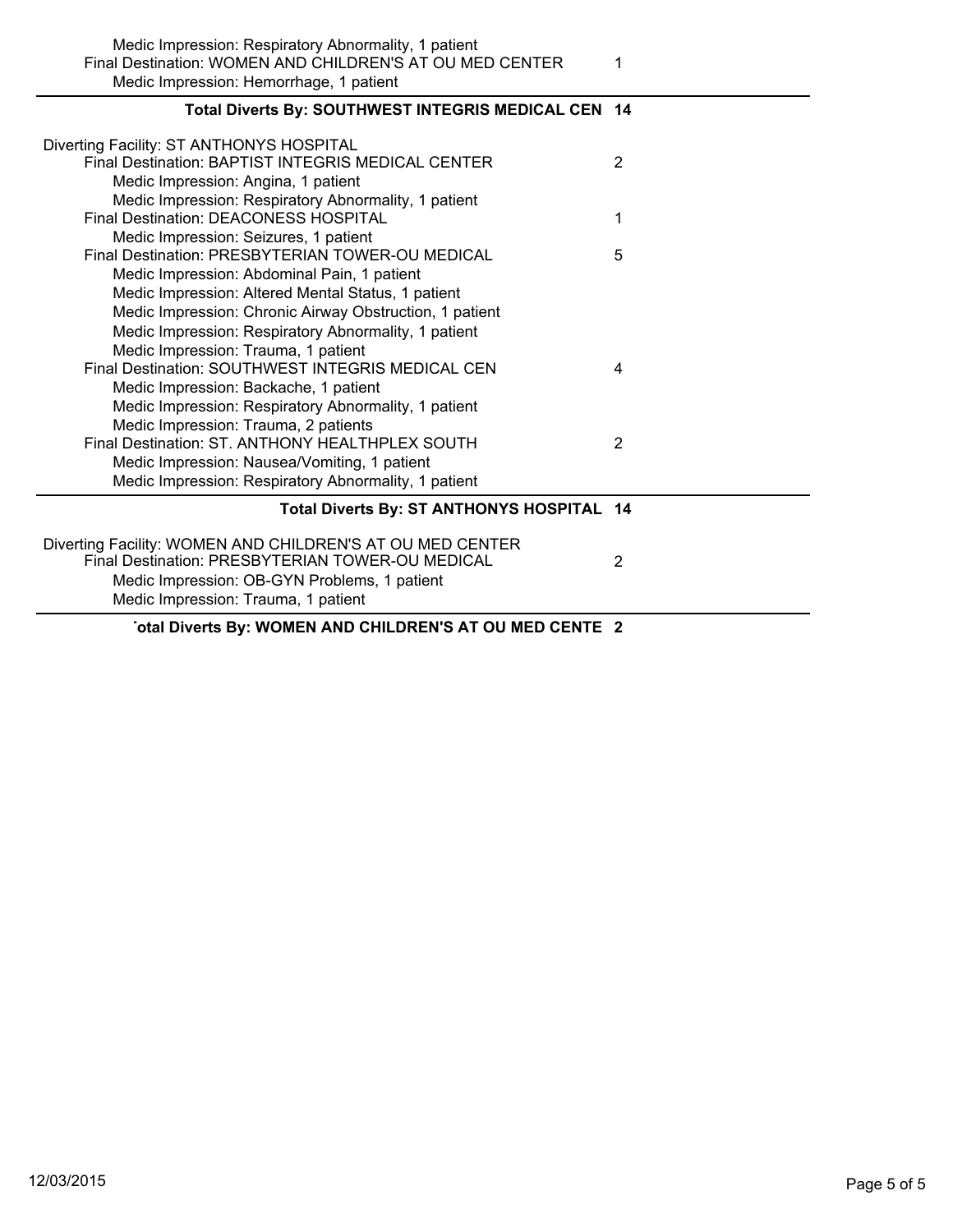Medic Impression: Respiratory Abnormality, 1 patient

Final Destination: WOMEN AND CHILDREN'S AT OU MED CENTER 1

Medic Impression: Hemorrhage, 1 patient

**Total Diverts By: SOUTHWEST INTEGRIS MEDICAL CEN 14**

---

Diverting Facility: ST ANTHONYS HOSPITAL

Final Destination: BAPTIST INTEGRIS MEDICAL CENTER 2

Medic Impression: Angina, 1 patient

Medic Impression: Respiratory Abnormality, 1 patient

Final Destination: DEACONESS HOSPITAL 1

Medic Impression: Seizures, 1 patient

Final Destination: PRESBYTERIAN TOWER-OU MEDICAL 5

Medic Impression: Abdominal Pain, 1 patient

Medic Impression: Altered Mental Status, 1 patient

Medic Impression: Chronic Airway Obstruction, 1 patient

Medic Impression: Respiratory Abnormality, 1 patient

Medic Impression: Trauma, 1 patient

Final Destination: SOUTHWEST INTEGRIS MEDICAL CEN 4

Medic Impression: Backache, 1 patient

Medic Impression: Respiratory Abnormality, 1 patient

Medic Impression: Trauma, 2 patients

Final Destination: ST. ANTHONY HEALTHPLEX SOUTH 2

Medic Impression: Nausea/Vomiting, 1 patient

Medic Impression: Respiratory Abnormality, 1 patient

**Total Diverts By: ST ANTHONYS HOSPITAL 14**

---

Diverting Facility: WOMEN AND CHILDREN'S AT OU MED CENTER

Final Destination: PRESBYTERIAN TOWER-OU MEDICAL 2

Medic Impression: OB-GYN Problems, 1 patient

Medic Impression: Trauma, 1 patient

**Total Diverts By: WOMEN AND CHILDREN'S AT OU MED CENTE 2**

12/03/2015